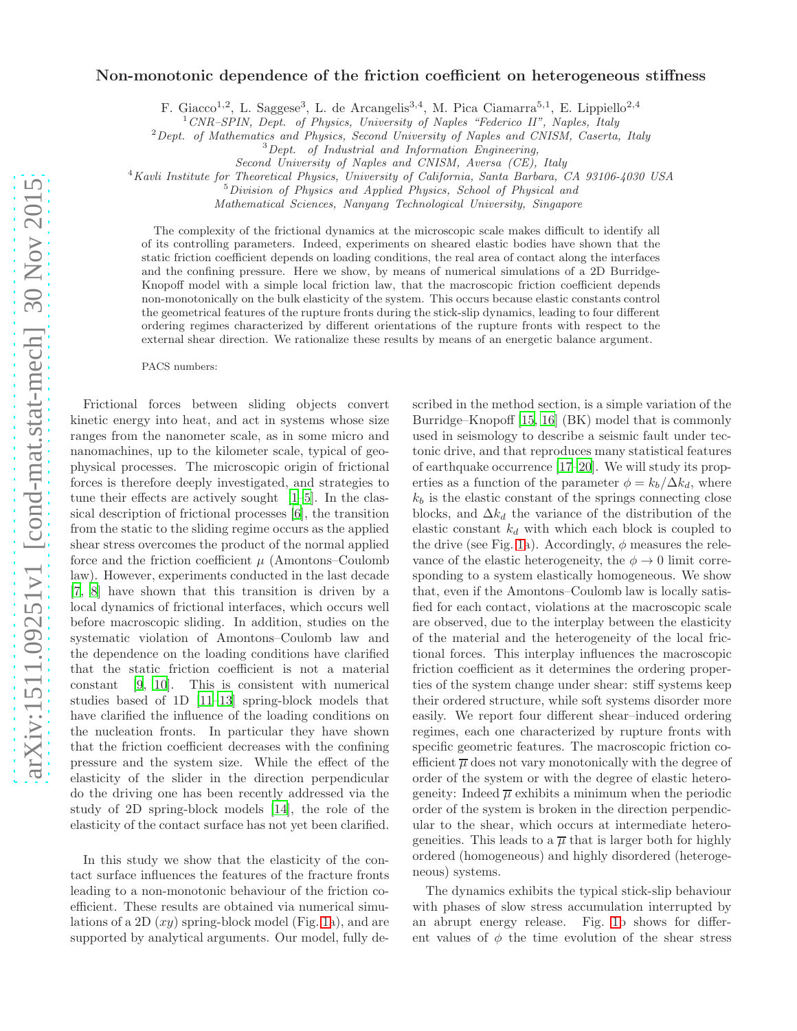# Non-monotonic dependence of the friction coefficient on heterogeneous stiffness

F. Giacco[1,2], L. Saggese[3], L. de Arcangelis[3,4], M. Pica Ciamarra[5,1], E. Lippiello[2,4]

[1] *CNR–SPIN, Dept. of Physics, University of Naples "Federico II", Naples, Italy*
[2] *Dept. of Mathematics and Physics, Second University of Naples and CNISM, Caserta, Italy*
[3] *Dept. of Industrial and Information Engineering, Second University of Naples and CNISM, Aversa (CE), Italy*
[4] *Kavli Institute for Theoretical Physics, University of California, Santa Barbara, CA 93106-4030 USA*
[5] *Division of Physics and Applied Physics, School of Physical and Mathematical Sciences, Nanyang Technological University, Singapore*

The complexity of the frictional dynamics at the microscopic scale makes difficult to identify all of its controlling parameters. Indeed, experiments on sheared elastic bodies have shown that the static friction coefficient depends on loading conditions, the real area of contact along the interfaces and the confining pressure. Here we show, by means of numerical simulations of a 2D Burridge-Knopoff model with a simple local friction law, that the macroscopic friction coefficient depends non-monotonically on the bulk elasticity of the system. This occurs because elastic constants control the geometrical features of the rupture fronts during the stick-slip dynamics, leading to four different ordering regimes characterized by different orientations of the rupture fronts with respect to the external shear direction. We rationalize these results by means of an energetic balance argument.

PACS numbers:

Frictional forces between sliding objects convert kinetic energy into heat, and act in systems whose size ranges from the nanometer scale, as in some micro and nanomachines, up to the kilometer scale, typical of geophysical processes. The microscopic origin of frictional forces is therefore deeply investigated, and strategies to tune their effects are actively sought [1–5]. In the classical description of frictional processes [6], the transition from the static to the sliding regime occurs as the applied shear stress overcomes the product of the normal applied force and the friction coefficient $\mu$ (Amontons–Coulomb law). However, experiments conducted in the last decade [7, 8] have shown that this transition is driven by a local dynamics of frictional interfaces, which occurs well before macroscopic sliding. In addition, studies on the systematic violation of Amontons–Coulomb law and the dependence on the loading conditions have clarified that the static friction coefficient is not a material constant [9, 10]. This is consistent with numerical studies based of 1D [11–13] spring-block models that have clarified the influence of the loading conditions on the nucleation fronts. In particular they have shown that the friction coefficient decreases with the confining pressure and the system size. While the effect of the elasticity of the slider in the direction perpendicular do the driving one has been recently addressed via the study of 2D spring-block models [14], the role of the elasticity of the contact surface has not yet been clarified.

In this study we show that the elasticity of the contact surface influences the features of the fracture fronts leading to a non-monotonic behaviour of the friction coefficient. These results are obtained via numerical simulations of a 2D ($xy$) spring-block model (Fig. 1a), and are supported by analytical arguments. Our model, fully described in the method section, is a simple variation of the Burridge–Knopoff [15, 16] (BK) model that is commonly used in seismology to describe a seismic fault under tectonic drive, and that reproduces many statistical features of earthquake occurrence [17–20]. We will study its properties as a function of the parameter $\phi = k_b/\Delta k_d$, where $k_b$ is the elastic constant of the springs connecting close blocks, and $\Delta k_d$ the variance of the distribution of the elastic constant $k_d$ with which each block is coupled to the drive (see Fig. 1a). Accordingly, $\phi$ measures the relevance of the elastic heterogeneity, the $\phi \to 0$ limit corresponding to a system elastically homogeneous. We show that, even if the Amontons–Coulomb law is locally satisfied for each contact, violations at the macroscopic scale are observed, due to the interplay between the elasticity of the material and the heterogeneity of the local frictional forces. This interplay influences the macroscopic friction coefficient as it determines the ordering properties of the system change under shear: stiff systems keep their ordered structure, while soft systems disorder more easily. We report four different shear–induced ordering regimes, each one characterized by rupture fronts with specific geometric features. The macroscopic friction coefficient $\overline{\mu}$ does not vary monotonically with the degree of order of the system or with the degree of elastic heterogeneity: Indeed $\overline{\mu}$ exhibits a minimum when the periodic order of the system is broken in the direction perpendicular to the shear, which occurs at intermediate heterogeneities. This leads to a $\overline{\mu}$ that is larger both for highly ordered (homogeneous) and highly disordered (heterogeneous) systems.

The dynamics exhibits the typical stick-slip behaviour with phases of slow stress accumulation interrupted by an abrupt energy release. Fig. 1b shows for different values of $\phi$ the time evolution of the shear stress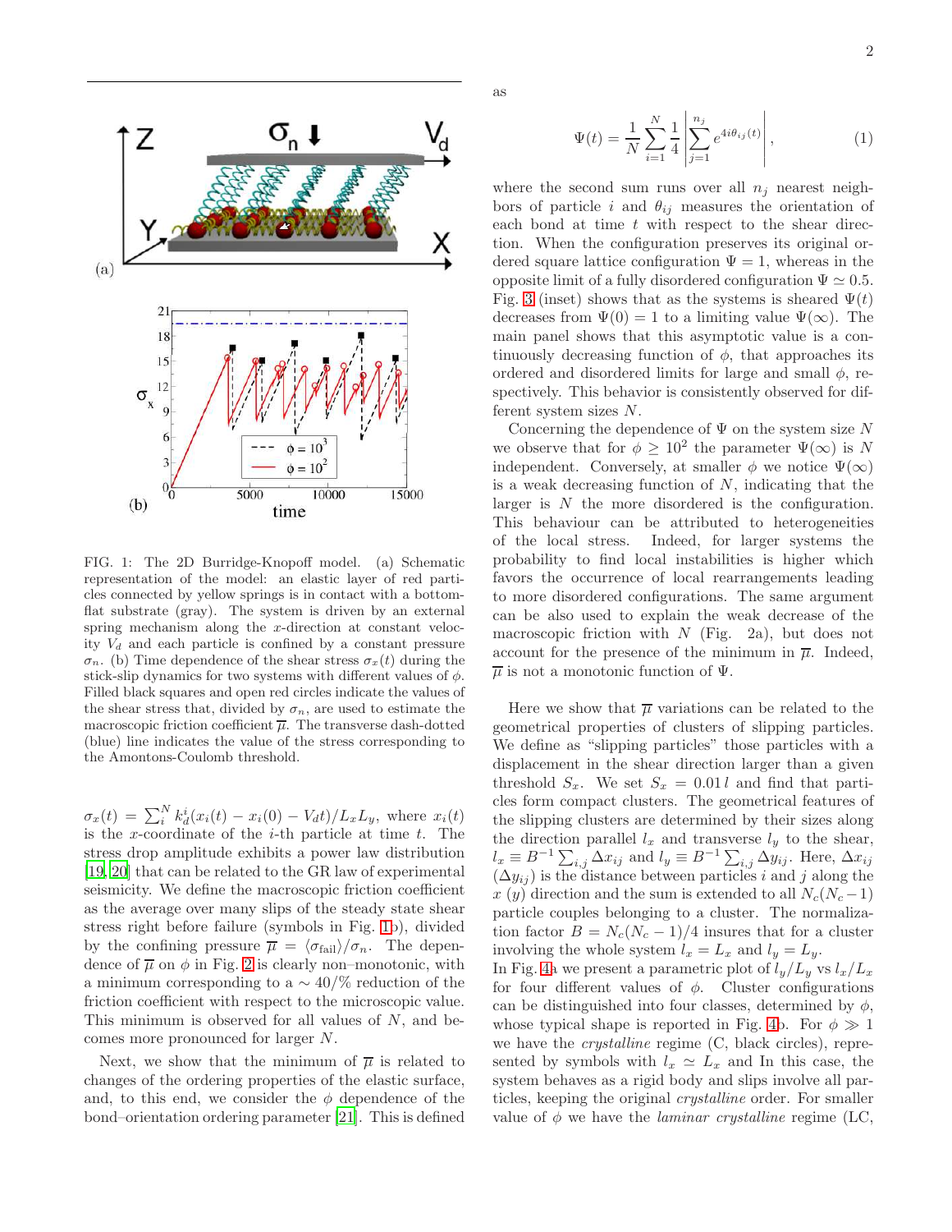FIG. 1: The 2D Burridge-Knopoff model. (a) Schematic representation of the model: an elastic layer of red particles connected by yellow springs is in contact with a bottom-flat substrate (gray). The system is driven by an external spring mechanism along the $x$-direction at constant velocity $V_d$ and each particle is confined by a constant pressure $\sigma_n$. (b) Time dependence of the shear stress $\sigma_x(t)$ during the stick-slip dynamics for two systems with different values of $\phi$. Filled black squares and open red circles indicate the values of the shear stress that, divided by $\sigma_n$, are used to estimate the macroscopic friction coefficient $\overline{\mu}$. The transverse dash-dotted (blue) line indicates the value of the stress corresponding to the Amontons-Coulomb threshold.

$\sigma_x(t) = \sum_i^N k_d^i(x_i(t) - x_i(0) - V_d t)/L_x L_y$, where $x_i(t)$ is the $x$-coordinate of the $i$-th particle at time $t$. The stress drop amplitude exhibits a power law distribution [19, 20] that can be related to the GR law of experimental seismicity. We define the macroscopic friction coefficient as the average over many slips of the steady state shear stress right before failure (symbols in Fig. 1b), divided by the confining pressure $\overline{\mu} = \langle \sigma_{\text{fail}} \rangle / \sigma_n$. The dependence of $\overline{\mu}$ on $\phi$ in Fig. 2 is clearly non–monotonic, with a minimum corresponding to a $\sim 40/\%$ reduction of the friction coefficient with respect to the microscopic value. This minimum is observed for all values of $N$, and becomes more pronounced for larger $N$.

Next, we show that the minimum of $\overline{\mu}$ is related to changes of the ordering properties of the elastic surface, and, to this end, we consider the $\phi$ dependence of the bond–orientation ordering parameter [21]. This is defined as

$$\Psi(t) = \frac{1}{N}\sum_{i=1}^{N}\frac{1}{4}\left|\sum_{j=1}^{n_j} e^{4i\theta_{ij}(t)}\right|, \tag{1}$$

where the second sum runs over all $n_j$ nearest neighbors of particle $i$ and $\theta_{ij}$ measures the orientation of each bond at time $t$ with respect to the shear direction. When the configuration preserves its original ordered square lattice configuration $\Psi = 1$, whereas in the opposite limit of a fully disordered configuration $\Psi \simeq 0.5$. Fig. 3 (inset) shows that as the systems is sheared $\Psi(t)$ decreases from $\Psi(0) = 1$ to a limiting value $\Psi(\infty)$. The main panel shows that this asymptotic value is a continuously decreasing function of $\phi$, that approaches its ordered and disordered limits for large and small $\phi$, respectively. This behavior is consistently observed for different system sizes $N$.

Concerning the dependence of $\Psi$ on the system size $N$ we observe that for $\phi \geq 10^2$ the parameter $\Psi(\infty)$ is $N$ independent. Conversely, at smaller $\phi$ we notice $\Psi(\infty)$ is a weak decreasing function of $N$, indicating that the larger is $N$ the more disordered is the configuration. This behaviour can be attributed to heterogeneities of the local stress. Indeed, for larger systems the probability to find local instabilities is higher which favors the occurrence of local rearrangements leading to more disordered configurations. The same argument can be also used to explain the weak decrease of the macroscopic friction with $N$ (Fig. 2a), but does not account for the presence of the minimum in $\overline{\mu}$. Indeed, $\overline{\mu}$ is not a monotonic function of $\Psi$.

Here we show that $\overline{\mu}$ variations can be related to the geometrical properties of clusters of slipping particles. We define as "slipping particles" those particles with a displacement in the shear direction larger than a given threshold $S_x$. We set $S_x = 0.01\,l$ and find that particles form compact clusters. The geometrical features of the slipping clusters are determined by their sizes along the direction parallel $l_x$ and transverse $l_y$ to the shear, $l_x \equiv B^{-1}\sum_{i,j}\Delta x_{ij}$ and $l_y \equiv B^{-1}\sum_{i,j}\Delta y_{ij}$. Here, $\Delta x_{ij}$ ($\Delta y_{ij}$) is the distance between particles $i$ and $j$ along the $x$ ($y$) direction and the sum is extended to all $N_c(N_c-1)$ particle couples belonging to a cluster. The normalization factor $B = N_c(N_c-1)/4$ insures that for a cluster involving the whole system $l_x = L_x$ and $l_y = L_y$.

In Fig. 4a we present a parametric plot of $l_y/L_y$ vs $l_x/L_x$ for four different values of $\phi$. Cluster configurations can be distinguished into four classes, determined by $\phi$, whose typical shape is reported in Fig. 4b. For $\phi \gg 1$ we have the *crystalline* regime (C, black circles), represented by symbols with $l_x \simeq L_x$ and In this case, the system behaves as a rigid body and slips involve all particles, keeping the original *crystalline* order. For smaller value of $\phi$ we have the *laminar crystalline* regime (LC,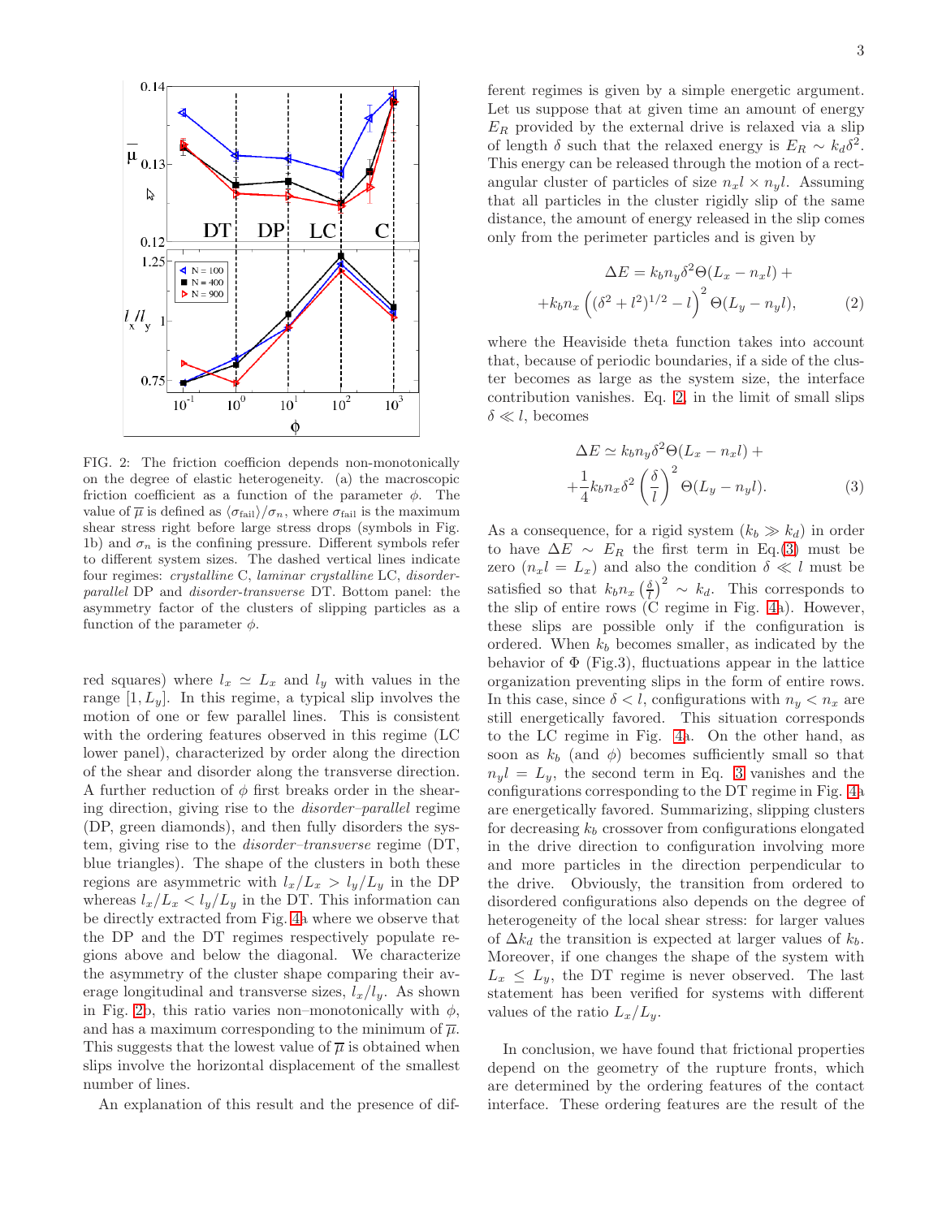FIG. 2: The friction coefficion depends non-monotonically on the degree of elastic heterogeneity. (a) the macroscopic friction coefficient as a function of the parameter $\phi$. The value of $\overline{\mu}$ is defined as $\langle\sigma_{\rm fail}\rangle/\sigma_n$, where $\sigma_{\rm fail}$ is the maximum shear stress right before large stress drops (symbols in Fig. 1b) and $\sigma_n$ is the confining pressure. Different symbols refer to different system sizes. The dashed vertical lines indicate four regimes: *crystalline* C, *laminar crystalline* LC, *disorder-parallel* DP and *disorder-transverse* DT. Bottom panel: the asymmetry factor of the clusters of slipping particles as a function of the parameter $\phi$.

red squares) where $l_x \simeq L_x$ and $l_y$ with values in the range $[1, L_y]$. In this regime, a typical slip involves the motion of one or few parallel lines. This is consistent with the ordering features observed in this regime (LC lower panel), characterized by order along the direction of the shear and disorder along the transverse direction. A further reduction of $\phi$ first breaks order in the shearing direction, giving rise to the *disorder–parallel* regime (DP, green diamonds), and then fully disorders the system, giving rise to the *disorder–transverse* regime (DT, blue triangles). The shape of the clusters in both these regions are asymmetric with $l_x/L_x > l_y/L_y$ in the DP whereas $l_x/L_x < l_y/L_y$ in the DT. This information can be directly extracted from Fig. 4a where we observe that the DP and the DT regimes respectively populate regions above and below the diagonal. We characterize the asymmetry of the cluster shape comparing their average longitudinal and transverse sizes, $l_x/l_y$. As shown in Fig. 2b, this ratio varies non–monotonically with $\phi$, and has a maximum corresponding to the minimum of $\overline{\mu}$. This suggests that the lowest value of $\overline{\mu}$ is obtained when slips involve the horizontal displacement of the smallest number of lines.

An explanation of this result and the presence of different regimes is given by a simple energetic argument. Let us suppose that at given time an amount of energy $E_R$ provided by the external drive is relaxed via a slip of length $\delta$ such that the relaxed energy is $E_R \sim k_d\delta^2$. This energy can be released through the motion of a rectangular cluster of particles of size $n_x l \times n_y l$. Assuming that all particles in the cluster rigidly slip of the same distance, the amount of energy released in the slip comes only from the perimeter particles and is given by

$$\Delta E = k_b n_y \delta^2 \Theta(L_x - n_x l) + \\ + k_b n_x \left((\delta^2 + l^2)^{1/2} - l\right)^2 \Theta(L_y - n_y l), \tag{2}$$

where the Heaviside theta function takes into account that, because of periodic boundaries, if a side of the cluster becomes as large as the system size, the interface contribution vanishes. Eq. 2, in the limit of small slips $\delta \ll l$, becomes

$$\Delta E \simeq k_b n_y \delta^2 \Theta(L_x - n_x l) + \\ + \frac{1}{4} k_b n_x \delta^2 \left(\frac{\delta}{l}\right)^2 \Theta(L_y - n_y l). \tag{3}$$

As a consequence, for a rigid system ($k_b \gg k_d$) in order to have $\Delta E \sim E_R$ the first term in Eq.(3) must be zero ($n_x l = L_x$) and also the condition $\delta \ll l$ must be satisfied so that $k_b n_x \left(\frac{\delta}{l}\right)^2 \sim k_d$. This corresponds to the slip of entire rows (C regime in Fig. 4a). However, these slips are possible only if the configuration is ordered. When $k_b$ becomes smaller, as indicated by the behavior of $\Phi$ (Fig.3), fluctuations appear in the lattice organization preventing slips in the form of entire rows. In this case, since $\delta < l$, configurations with $n_y < n_x$ are still energetically favored. This situation corresponds to the LC regime in Fig. 4a. On the other hand, as soon as $k_b$ (and $\phi$) becomes sufficiently small so that $n_y l = L_y$, the second term in Eq. 3 vanishes and the configurations corresponding to the DT regime in Fig. 4a are energetically favored. Summarizing, slipping clusters for decreasing $k_b$ crossover from configurations elongated in the drive direction to configuration involving more and more particles in the direction perpendicular to the drive. Obviously, the transition from ordered to disordered configurations also depends on the degree of heterogeneity of the local shear stress: for larger values of $\Delta k_d$ the transition is expected at larger values of $k_b$. Moreover, if one changes the shape of the system with $L_x \leq L_y$, the DT regime is never observed. The last statement has been verified for systems with different values of the ratio $L_x/L_y$.

In conclusion, we have found that frictional properties depend on the geometry of the rupture fronts, which are determined by the ordering features of the contact interface. These ordering features are the result of the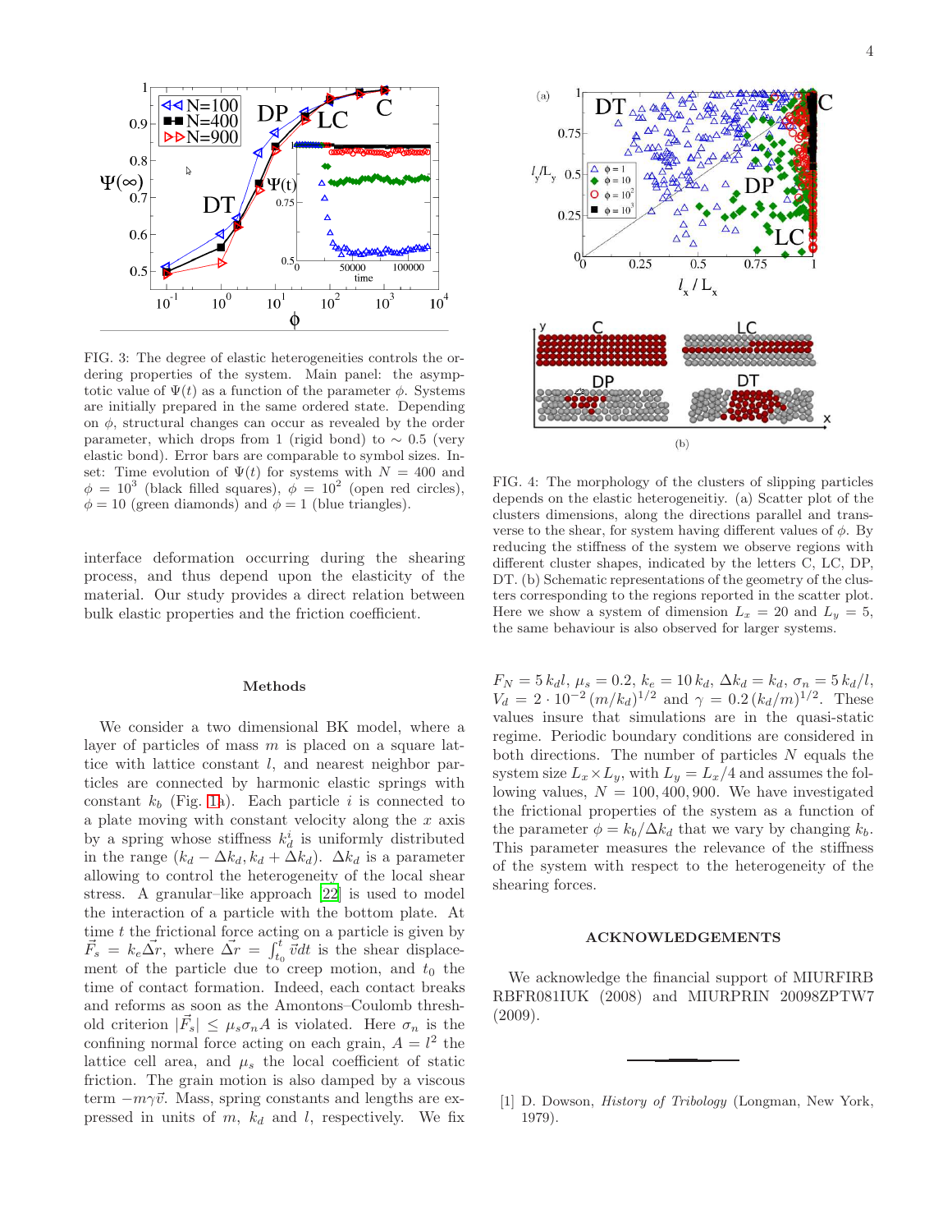FIG. 3: The degree of elastic heterogeneities controls the ordering properties of the system. Main panel: the asymptotic value of $\Psi(t)$ as a function of the parameter $\phi$. Systems are initially prepared in the same ordered state. Depending on $\phi$, structural changes can occur as revealed by the order parameter, which drops from 1 (rigid bond) to $\sim 0.5$ (very elastic bond). Error bars are comparable to symbol sizes. Inset: Time evolution of $\Psi(t)$ for systems with $N = 400$ and $\phi = 10^3$ (black filled squares), $\phi = 10^2$ (open red circles), $\phi = 10$ (green diamonds) and $\phi = 1$ (blue triangles).

interface deformation occurring during the shearing process, and thus depend upon the elasticity of the material. Our study provides a direct relation between bulk elastic properties and the friction coefficient.

FIG. 4: The morphology of the clusters of slipping particles depends on the elastic heterogeneitiy. (a) Scatter plot of the clusters dimensions, along the directions parallel and transverse to the shear, for system having different values of $\phi$. By reducing the stiffness of the system we observe regions with different cluster shapes, indicated by the letters C, LC, DP, DT. (b) Schematic representations of the geometry of the clusters corresponding to the regions reported in the scatter plot. Here we show a system of dimension $L_x = 20$ and $L_y = 5$, the same behaviour is also observed for larger systems.

## Methods

We consider a two dimensional BK model, where a layer of particles of mass $m$ is placed on a square lattice with lattice constant $l$, and nearest neighbor particles are connected by harmonic elastic springs with constant $k_b$ (Fig. 1a). Each particle $i$ is connected to a plate moving with constant velocity along the $x$ axis by a spring whose stiffness $k_d^i$ is uniformly distributed in the range $(k_d - \Delta k_d, k_d + \Delta k_d)$. $\Delta k_d$ is a parameter allowing to control the heterogeneity of the local shear stress. A granular–like approach [22] is used to model the interaction of a particle with the bottom plate. At time $t$ the frictional force acting on a particle is given by $\vec{F}_s = k_e \vec{\Delta r}$, where $\vec{\Delta r} = \int_{t_0}^{t} \vec{v} dt$ is the shear displacement of the particle due to creep motion, and $t_0$ the time of contact formation. Indeed, each contact breaks and reforms as soon as the Amontons–Coulomb threshold criterion $|\vec{F}_s| \leq \mu_s \sigma_n A$ is violated. Here $\sigma_n$ is the confining normal force acting on each grain, $A = l^2$ the lattice cell area, and $\mu_s$ the local coefficient of static friction. The grain motion is also damped by a viscous term $-m\gamma\vec{v}$. Mass, spring constants and lengths are expressed in units of $m$, $k_d$ and $l$, respectively. We fix $F_N = 5\,k_d l$, $\mu_s = 0.2$, $k_e = 10\,k_d$, $\Delta k_d = k_d$, $\sigma_n = 5\,k_d/l$, $V_d = 2 \cdot 10^{-2}\,(m/k_d)^{1/2}$ and $\gamma = 0.2\,(k_d/m)^{1/2}$. These values insure that simulations are in the quasi-static regime. Periodic boundary conditions are considered in both directions. The number of particles $N$ equals the system size $L_x \times L_y$, with $L_y = L_x/4$ and assumes the following values, $N = 100, 400, 900$. We have investigated the frictional properties of the system as a function of the parameter $\phi = k_b/\Delta k_d$ that we vary by changing $k_b$. This parameter measures the relevance of the stiffness of the system with respect to the heterogeneity of the shearing forces.

## ACKNOWLEDGEMENTS

We acknowledge the financial support of MIURFIRB RBFR081IUK (2008) and MIURPRIN 20098ZPTW7 (2009).

---

[1] D. Dowson, *History of Tribology* (Longman, New York, 1979).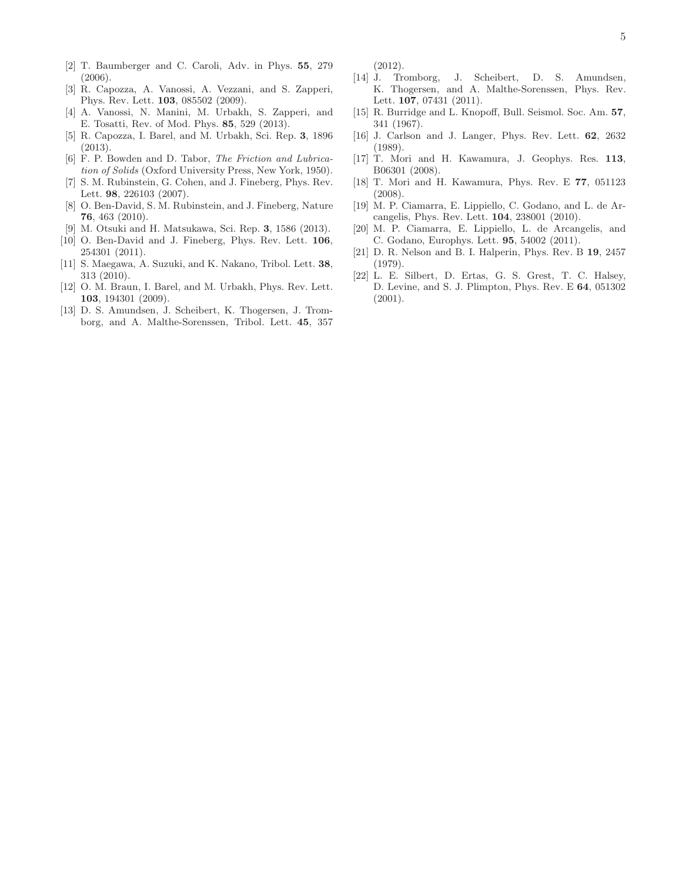[2] T. Baumberger and C. Caroli, Adv. in Phys. **55**, 279 (2006).

[3] R. Capozza, A. Vanossi, A. Vezzani, and S. Zapperi, Phys. Rev. Lett. **103**, 085502 (2009).

[4] A. Vanossi, N. Manini, M. Urbakh, S. Zapperi, and E. Tosatti, Rev. of Mod. Phys. **85**, 529 (2013).

[5] R. Capozza, I. Barel, and M. Urbakh, Sci. Rep. **3**, 1896 (2013).

[6] F. P. Bowden and D. Tabor, *The Friction and Lubrication of Solids* (Oxford University Press, New York, 1950).

[7] S. M. Rubinstein, G. Cohen, and J. Fineberg, Phys. Rev. Lett. **98**, 226103 (2007).

[8] O. Ben-David, S. M. Rubinstein, and J. Fineberg, Nature **76**, 463 (2010).

[9] M. Otsuki and H. Matsukawa, Sci. Rep. **3**, 1586 (2013).

[10] O. Ben-David and J. Fineberg, Phys. Rev. Lett. **106**, 254301 (2011).

[11] S. Maegawa, A. Suzuki, and K. Nakano, Tribol. Lett. **38**, 313 (2010).

[12] O. M. Braun, I. Barel, and M. Urbakh, Phys. Rev. Lett. **103**, 194301 (2009).

[13] D. S. Amundsen, J. Scheibert, K. Thogersen, J. Tromborg, and A. Malthe-Sorenssen, Tribol. Lett. **45**, 357 (2012).

[14] J. Tromborg, J. Scheibert, D. S. Amundsen, K. Thogersen, and A. Malthe-Sorenssen, Phys. Rev. Lett. **107**, 07431 (2011).

[15] R. Burridge and L. Knopoff, Bull. Seismol. Soc. Am. **57**, 341 (1967).

[16] J. Carlson and J. Langer, Phys. Rev. Lett. **62**, 2632 (1989).

[17] T. Mori and H. Kawamura, J. Geophys. Res. **113**, B06301 (2008).

[18] T. Mori and H. Kawamura, Phys. Rev. E **77**, 051123 (2008).

[19] M. P. Ciamarra, E. Lippiello, C. Godano, and L. de Arcangelis, Phys. Rev. Lett. **104**, 238001 (2010).

[20] M. P. Ciamarra, E. Lippiello, L. de Arcangelis, and C. Godano, Europhys. Lett. **95**, 54002 (2011).

[21] D. R. Nelson and B. I. Halperin, Phys. Rev. B **19**, 2457 (1979).

[22] L. E. Silbert, D. Ertas, G. S. Grest, T. C. Halsey, D. Levine, and S. J. Plimpton, Phys. Rev. E **64**, 051302 (2001).